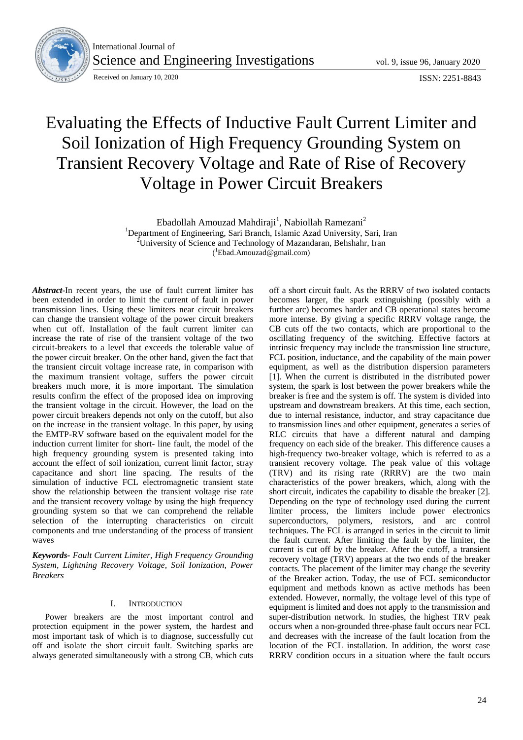# Evaluating the Effects of Inductive Fault Current Limiter and Soil Ionization of High Frequency Grounding System on Transient Recovery Voltage and Rate of Rise of Recovery Voltage in Power Circuit Breakers

Ebadollah Amouzad Mahdiraji[1], Nabiollah Ramezani[2]

[1]Department of Engineering, Sari Branch, Islamic Azad University, Sari, Iran

[2]University of Science and Technology of Mazandaran, Behshahr, Iran

([1]Ebad.Amouzad@gmail.com)

***Abstract***-In recent years, the use of fault current limiter has been extended in order to limit the current of fault in power transmission lines. Using these limiters near circuit breakers can change the transient voltage of the power circuit breakers when cut off. Installation of the fault current limiter can increase the rate of rise of the transient voltage of the two circuit-breakers to a level that exceeds the tolerable value of the power circuit breaker. On the other hand, given the fact that the transient circuit voltage increase rate, in comparison with the maximum transient voltage, suffers the power circuit breakers much more, it is more important. The simulation results confirm the effect of the proposed idea on improving the transient voltage in the circuit. However, the load on the power circuit breakers depends not only on the cutoff, but also on the increase in the transient voltage. In this paper, by using the EMTP-RV software based on the equivalent model for the induction current limiter for short- line fault, the model of the high frequency grounding system is presented taking into account the effect of soil ionization, current limit factor, stray capacitance and short line spacing. The results of the simulation of inductive FCL electromagnetic transient state show the relationship between the transient voltage rise rate and the transient recovery voltage by using the high frequency grounding system so that we can comprehend the reliable selection of the interrupting characteristics on circuit components and true understanding of the process of transient waves

***Keywords-*** *Fault Current Limiter, High Frequency Grounding System, Lightning Recovery Voltage, Soil Ionization, Power Breakers*

## I. Introduction

Power breakers are the most important control and protection equipment in the power system, the hardest and most important task of which is to diagnose, successfully cut off and isolate the short circuit fault. Switching sparks are always generated simultaneously with a strong CB, which cuts off a short circuit fault. As the RRRV of two isolated contacts becomes larger, the spark extinguishing (possibly with a further arc) becomes harder and CB operational states become more intense. By giving a specific RRRV voltage range, the CB cuts off the two contacts, which are proportional to the oscillating frequency of the switching. Effective factors at intrinsic frequency may include the transmission line structure, FCL position, inductance, and the capability of the main power equipment, as well as the distribution dispersion parameters [1]. When the current is distributed in the distributed power system, the spark is lost between the power breakers while the breaker is free and the system is off. The system is divided into upstream and downstream breakers. At this time, each section, due to internal resistance, inductor, and stray capacitance due to transmission lines and other equipment, generates a series of RLC circuits that have a different natural and damping frequency on each side of the breaker. This difference causes a high-frequency two-breaker voltage, which is referred to as a transient recovery voltage. The peak value of this voltage (TRV) and its rising rate (RRRV) are the two main characteristics of the power breakers, which, along with the short circuit, indicates the capability to disable the breaker [2]. Depending on the type of technology used during the current limiter process, the limiters include power electronics superconductors, polymers, resistors, and arc control techniques. The FCL is arranged in series in the circuit to limit the fault current. After limiting the fault by the limiter, the current is cut off by the breaker. After the cutoff, a transient recovery voltage (TRV) appears at the two ends of the breaker contacts. The placement of the limiter may change the severity of the Breaker action. Today, the use of FCL semiconductor equipment and methods known as active methods has been extended. However, normally, the voltage level of this type of equipment is limited and does not apply to the transmission and super-distribution network. In studies, the highest TRV peak occurs when a non-grounded three-phase fault occurs near FCL and decreases with the increase of the fault location from the location of the FCL installation. In addition, the worst case RRRV condition occurs in a situation where the fault occurs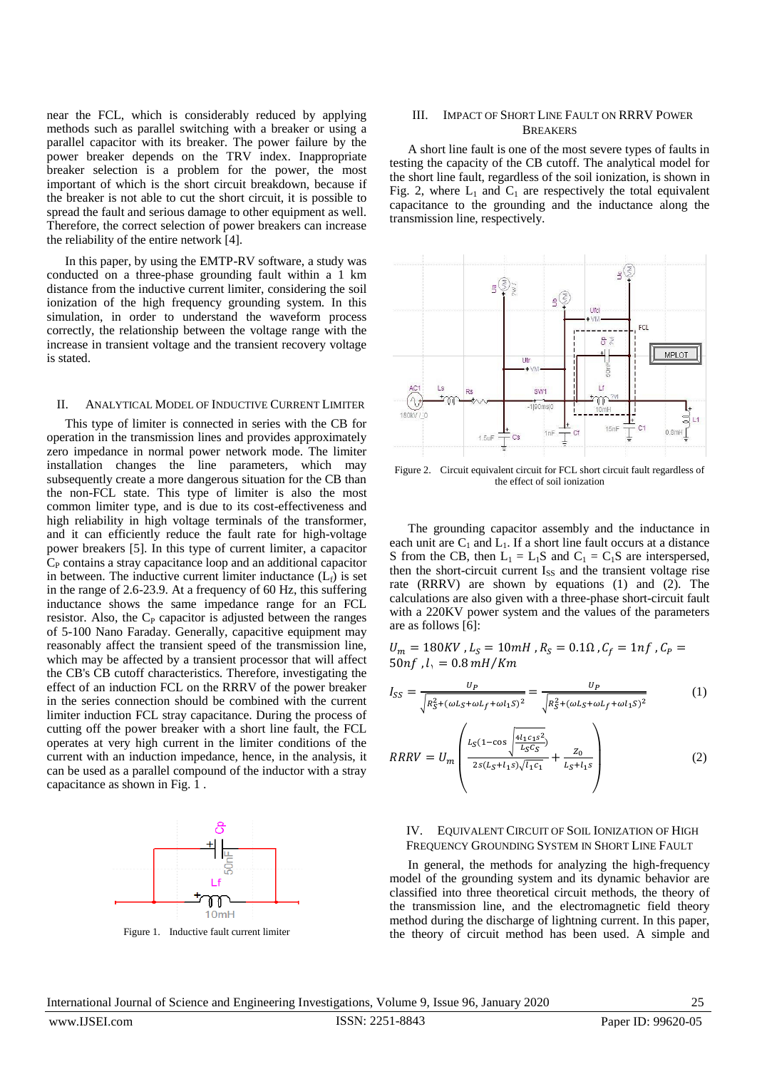near the FCL, which is considerably reduced by applying methods such as parallel switching with a breaker or using a parallel capacitor with its breaker. The power failure by the power breaker depends on the TRV index. Inappropriate breaker selection is a problem for the power, the most important of which is the short circuit breakdown, because if the breaker is not able to cut the short circuit, it is possible to spread the fault and serious damage to other equipment as well. Therefore, the correct selection of power breakers can increase the reliability of the entire network [4].

In this paper, by using the EMTP-RV software, a study was conducted on a three-phase grounding fault within a 1 km distance from the inductive current limiter, considering the soil ionization of the high frequency grounding system. In this simulation, in order to understand the waveform process correctly, the relationship between the voltage range with the increase in transient voltage and the transient recovery voltage is stated.

## II. Analytical Model of Inductive Current Limiter

This type of limiter is connected in series with the CB for operation in the transmission lines and provides approximately zero impedance in normal power network mode. The limiter installation changes the line parameters, which may subsequently create a more dangerous situation for the CB than the non-FCL state. This type of limiter is also the most common limiter type, and is due to its cost-effectiveness and high reliability in high voltage terminals of the transformer, and it can efficiently reduce the fault rate for high-voltage power breakers [5]. In this type of current limiter, a capacitor $C_P$ contains a stray capacitance loop and an additional capacitor in between. The inductive current limiter inductance ($L_f$) is set in the range of 2.6-23.9. At a frequency of 60 Hz, this suffering inductance shows the same impedance range for an FCL resistor. Also, the $C_P$ capacitor is adjusted between the ranges of 5-100 Nano Faraday. Generally, capacitive equipment may reasonably affect the transient speed of the transmission line, which may be affected by a transient processor that will affect the CB's CB cutoff characteristics. Therefore, investigating the effect of an induction FCL on the RRRV of the power breaker in the series connection should be combined with the current limiter induction FCL stray capacitance. During the process of cutting off the power breaker with a short line fault, the FCL operates at very high current in the limiter conditions of the current with an induction impedance, hence, in the analysis, it can be used as a parallel compound of the inductor with a stray capacitance as shown in Fig. 1 .

Figure 1. Inductive fault current limiter

## III. Impact of Short Line Fault on RRRV Power Breakers

A short line fault is one of the most severe types of faults in testing the capacity of the CB cutoff. The analytical model for the short line fault, regardless of the soil ionization, is shown in Fig. 2, where $L_1$ and $C_1$ are respectively the total equivalent capacitance to the grounding and the inductance along the transmission line, respectively.

Figure 2. Circuit equivalent circuit for FCL short circuit fault regardless of the effect of soil ionization

The grounding capacitor assembly and the inductance in each unit are $C_1$ and $L_1$. If a short line fault occurs at a distance S from the CB, then $L_1 = L_1S$ and $C_1 = C_1S$ are interspersed, then the short-circuit current $I_{SS}$ and the transient voltage rise rate (RRRV) are shown by equations (1) and (2). The calculations are also given with a three-phase short-circuit fault with a 220KV power system and the values of the parameters are as follows [6]:

$$U_m = 180KV\ , L_S = 10mH\ , R_S = 0.1\Omega\ , C_f = 1nf\ , C_P = 50nf\ , l_1 = 0.8\, mH/Km$$

$$I_{SS} = \frac{U_P}{\sqrt{R_S^2 + (\omega L_S + \omega L_f + \omega l_1 S)^2}} = \frac{U_P}{\sqrt{R_S^2 + (\omega L_S + \omega L_f + \omega l_1 S)^2}} \tag{1}$$

$$RRRV = U_m \left( \frac{L_S \left(1 - \cos\sqrt{\frac{4 l_1 c_1 s^2}{L_S C_S}}\right)}{2s(L_S + l_1 s)\sqrt{l_1 c_1}} + \frac{Z_0}{L_S + l_1 s} \right) \tag{2}$$

## IV. Equivalent Circuit of Soil Ionization of High Frequency Grounding System in Short Line Fault

In general, the methods for analyzing the high-frequency model of the grounding system and its dynamic behavior are classified into three theoretical circuit methods, the theory of the transmission line, and the electromagnetic field theory method during the discharge of lightning current. In this paper, the theory of circuit method has been used. A simple and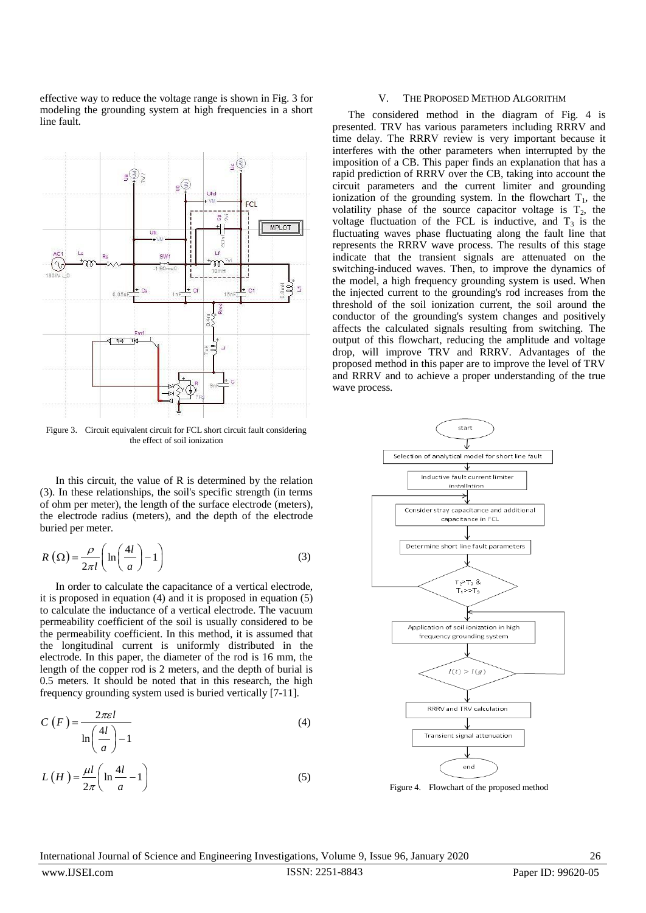effective way to reduce the voltage range is shown in Fig. 3 for modeling the grounding system at high frequencies in a short line fault.

Figure 3. Circuit equivalent circuit for FCL short circuit fault considering the effect of soil ionization

In this circuit, the value of R is determined by the relation (3). In these relationships, the soil's specific strength (in terms of ohm per meter), the length of the surface electrode (meters), the electrode radius (meters), and the depth of the electrode buried per meter.

$$R\left(\Omega\right)=\frac{\rho}{2\pi l}\left(\ln\left(\frac{4l}{a}\right)-1\right) \tag{3}$$

In order to calculate the capacitance of a vertical electrode, it is proposed in equation (4) and it is proposed in equation (5) to calculate the inductance of a vertical electrode. The vacuum permeability coefficient of the soil is usually considered to be the permeability coefficient. In this method, it is assumed that the longitudinal current is uniformly distributed in the electrode. In this paper, the diameter of the rod is 16 mm, the length of the copper rod is 2 meters, and the depth of burial is 0.5 meters. It should be noted that in this research, the high frequency grounding system used is buried vertically [7-11].

$$C\left(F\right)=\frac{2\pi\varepsilon l}{\ln\left(\frac{4l}{a}\right)-1} \tag{4}$$

$$L\left(H\right)=\frac{\mu l}{2\pi}\left(\ln\frac{4l}{a}-1\right) \tag{5}$$

## V. THE PROPOSED METHOD ALGORITHM

The considered method in the diagram of Fig. 4 is presented. TRV has various parameters including RRRV and time delay. The RRRV review is very important because it interferes with the other parameters when interrupted by the imposition of a CB. This paper finds an explanation that has a rapid prediction of RRRV over the CB, taking into account the circuit parameters and the current limiter and grounding ionization of the grounding system. In the flowchart $T_1$, the volatility phase of the source capacitor voltage is $T_2$, the voltage fluctuation of the FCL is inductive, and $T_3$ is the fluctuating waves phase fluctuating along the fault line that represents the RRRV wave process. The results of this stage indicate that the transient signals are attenuated on the switching-induced waves. Then, to improve the dynamics of the model, a high frequency grounding system is used. When the injected current to the grounding's rod increases from the threshold of the soil ionization current, the soil around the conductor of the grounding's system changes and positively affects the calculated signals resulting from switching. The output of this flowchart, reducing the amplitude and voltage drop, will improve TRV and RRRV. Advantages of the proposed method in this paper are to improve the level of TRV and RRRV and to achieve a proper understanding of the true wave process.

Figure 4. Flowchart of the proposed method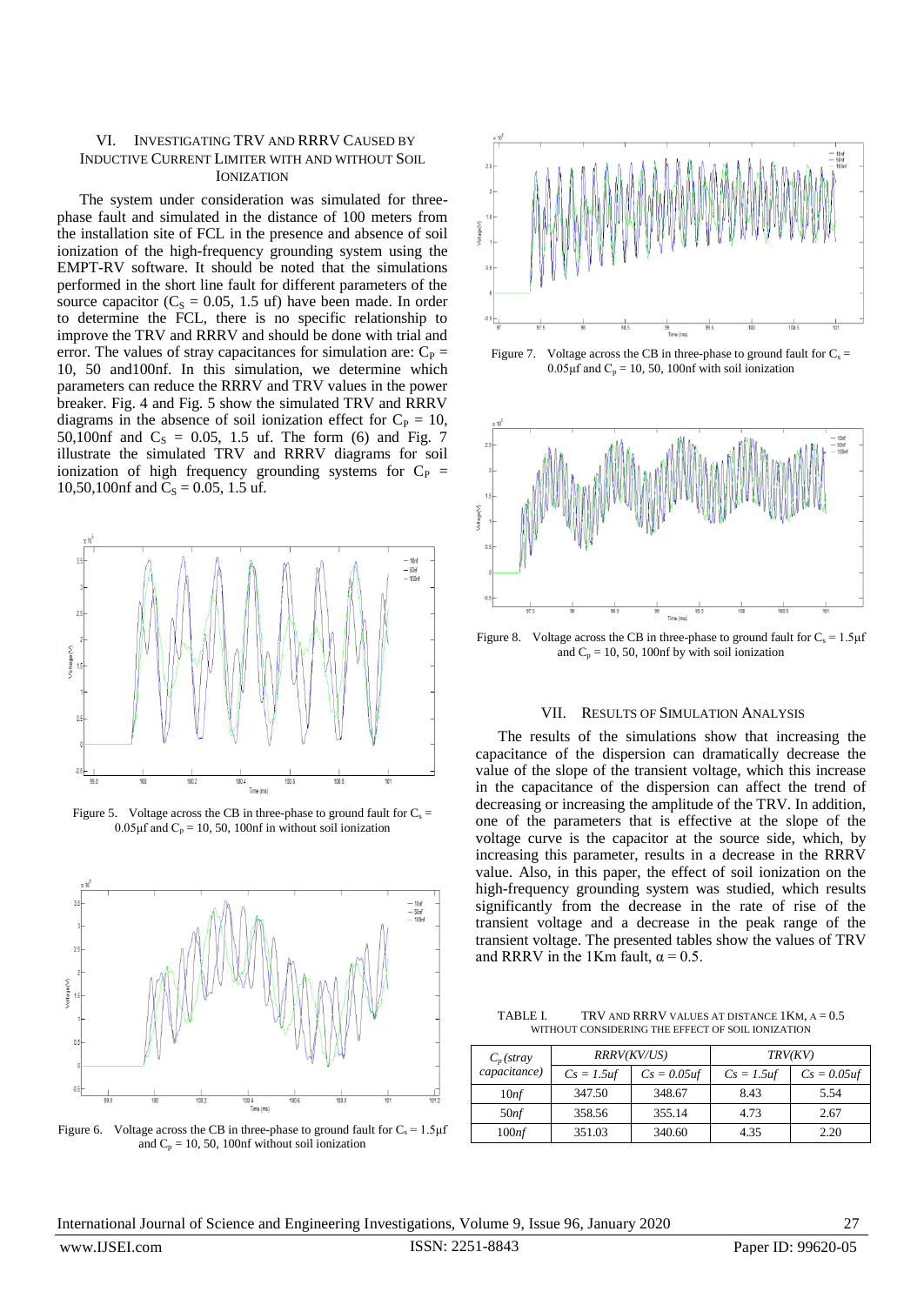## VI. Investigating TRV and RRRV Caused by Inductive Current Limiter with and without Soil Ionization

The system under consideration was simulated for three-phase fault and simulated in the distance of 100 meters from the installation site of FCL in the presence and absence of soil ionization of the high-frequency grounding system using the EMPT-RV software. It should be noted that the simulations performed in the short line fault for different parameters of the source capacitor ($C_S$ = 0.05, 1.5 uf) have been made. In order to determine the FCL, there is no specific relationship to improve the TRV and RRRV and should be done with trial and error. The values of stray capacitances for simulation are: $C_P$ = 10, 50 and100nf. In this simulation, we determine which parameters can reduce the RRRV and TRV values in the power breaker. Fig. 4 and Fig. 5 show the simulated TRV and RRRV diagrams in the absence of soil ionization effect for $C_P$ = 10, 50,100nf and $C_S$ = 0.05, 1.5 uf. The form (6) and Fig. 7 illustrate the simulated TRV and RRRV diagrams for soil ionization of high frequency grounding systems for $C_P$ = 10,50,100nf and $C_S$ = 0.05, 1.5 uf.

Figure 5. Voltage across the CB in three-phase to ground fault for $C_s$ = 0.05μf and $C_p$ = 10, 50, 100nf in without soil ionization

Figure 6. Voltage across the CB in three-phase to ground fault for $C_s$ = 1.5μf and $C_p$ = 10, 50, 100nf without soil ionization

Figure 7. Voltage across the CB in three-phase to ground fault for $C_s$ = 0.05μf and $C_p$ = 10, 50, 100nf with soil ionization

Figure 8. Voltage across the CB in three-phase to ground fault for $C_s$ = 1.5μf and $C_p$ = 10, 50, 100nf by with soil ionization

## VII. Results of Simulation Analysis

The results of the simulations show that increasing the capacitance of the dispersion can dramatically decrease the value of the slope of the transient voltage, which this increase in the capacitance of the dispersion can affect the trend of decreasing or increasing the amplitude of the TRV. In addition, one of the parameters that is effective at the slope of the voltage curve is the capacitor at the source side, which, by increasing this parameter, results in a decrease in the RRRV value. Also, in this paper, the effect of soil ionization on the high-frequency grounding system was studied, which results significantly from the decrease in the rate of rise of the transient voltage and a decrease in the peak range of the transient voltage. The presented tables show the values of TRV and RRRV in the 1Km fault, $\alpha = 0.5$.

TABLE I. TRV and RRRV values at distance 1Km, $\alpha = 0.5$ without considering the effect of soil ionization

| $C_p$ (stray capacitance) | RRRV(KV/US) | | TRV(KV) | |
|---|---|---|---|---|
| | $Cs = 1.5uf$ | $Cs = 0.05uf$ | $Cs = 1.5uf$ | $Cs = 0.05uf$ |
| 10nf | 347.50 | 348.67 | 8.43 | 5.54 |
| 50nf | 358.56 | 355.14 | 4.73 | 2.67 |
| 100nf | 351.03 | 340.60 | 4.35 | 2.20 |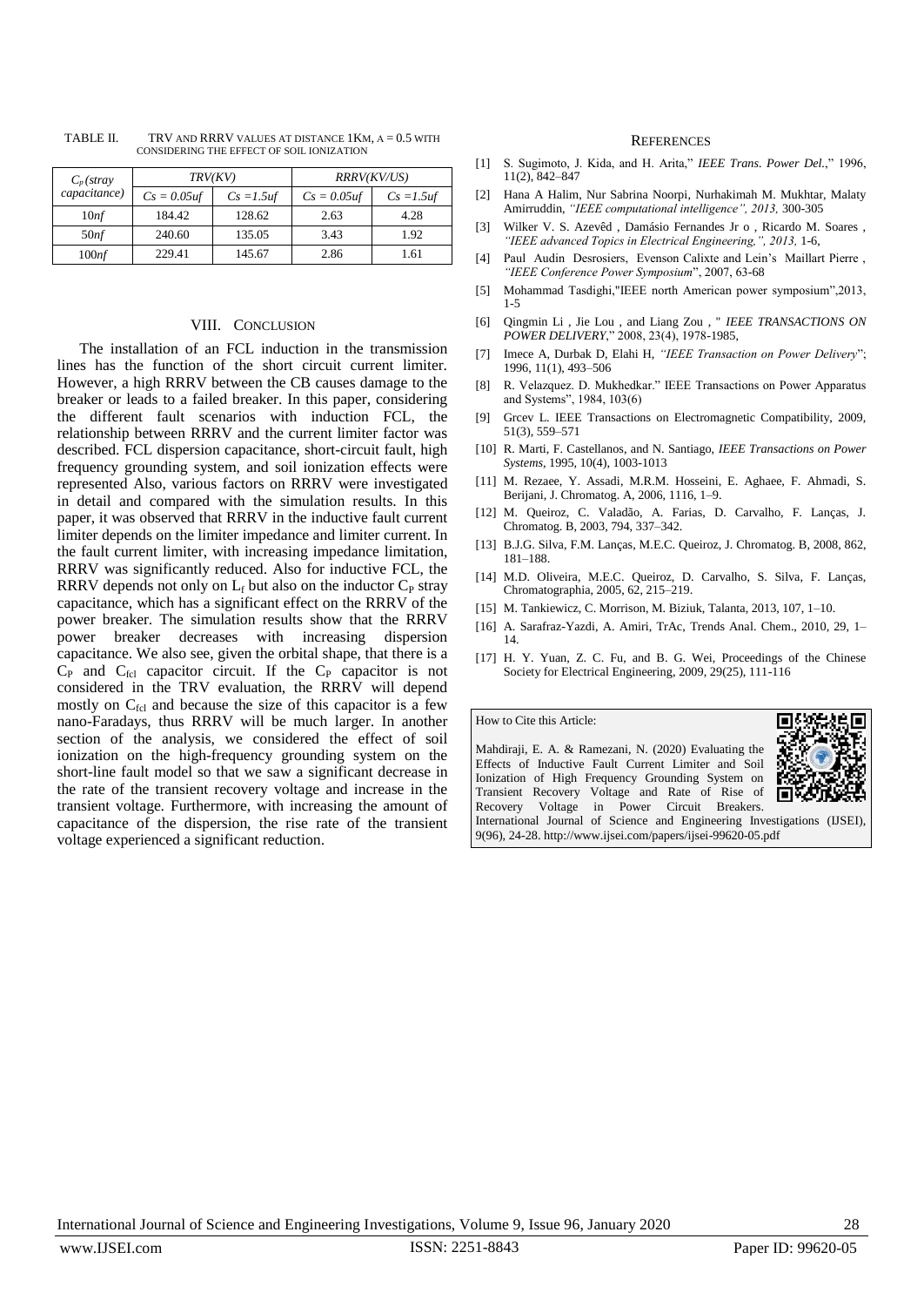TABLE II. TRV AND RRRV VALUES AT DISTANCE 1KM, A = 0.5 WITH CONSIDERING THE EFFECT OF SOIL IONIZATION

| $C_p$ (stray capacitance) | TRV(KV) | | RRRV(KV/US) | |
|---|---|---|---|---|
| | $Cs = 0.05uf$ | $Cs = 1.5uf$ | $Cs = 0.05uf$ | $Cs = 1.5uf$ |
| 10*nf* | 184.42 | 128.62 | 2.63 | 4.28 |
| 50*nf* | 240.60 | 135.05 | 3.43 | 1.92 |
| 100*nf* | 229.41 | 145.67 | 2.86 | 1.61 |

## VIII. CONCLUSION

The installation of an FCL induction in the transmission lines has the function of the short circuit current limiter. However, a high RRRV between the CB causes damage to the breaker or leads to a failed breaker. In this paper, considering the different fault scenarios with induction FCL, the relationship between RRRV and the current limiter factor was described. FCL dispersion capacitance, short-circuit fault, high frequency grounding system, and soil ionization effects were represented Also, various factors on RRRV were investigated in detail and compared with the simulation results. In this paper, it was observed that RRRV in the inductive fault current limiter depends on the limiter impedance and limiter current. In the fault current limiter, with increasing impedance limitation, RRRV was significantly reduced. Also for inductive FCL, the RRRV depends not only on $L_f$ but also on the inductor $C_P$ stray capacitance, which has a significant effect on the RRRV of the power breaker. The simulation results show that the RRRV power breaker decreases with increasing dispersion capacitance. We also see, given the orbital shape, that there is a $C_P$ and $C_{fcl}$ capacitor circuit. If the $C_P$ capacitor is not considered in the TRV evaluation, the RRRV will depend mostly on $C_{fcl}$ and because the size of this capacitor is a few nano-Faradays, thus RRRV will be much larger. In another section of the analysis, we considered the effect of soil ionization on the high-frequency grounding system on the short-line fault model so that we saw a significant decrease in the rate of the transient recovery voltage and increase in the transient voltage. Furthermore, with increasing the amount of capacitance of the dispersion, the rise rate of the transient voltage experienced a significant reduction.

## REFERENCES

[1] S. Sugimoto, J. Kida, and H. Arita," *IEEE Trans. Power Del.*," 1996, 11(2), 842–847

[2] Hana A Halim, Nur Sabrina Noorpi, Nurhakimah M. Mukhtar, Malaty Amirruddin, *"IEEE computational intelligence", 2013,* 300-305

[3] Wilker V. S. Azevêd , Damásio Fernandes Jr o , Ricardo M. Soares , *"IEEE advanced Topics in Electrical Engineering,", 2013,* 1-6,

[4] Paul Audin Desrosiers, Evenson Calixte and Lein's Maillart Pierre , *"IEEE Conference Power Symposium*", 2007, 63-68

[5] Mohammad Tasdighi,"IEEE north American power symposium",2013, 1-5

[6] Qingmin Li , Jie Lou , and Liang Zou , " *IEEE TRANSACTIONS ON POWER DELIVERY*," 2008, 23(4), 1978-1985,

[7] Imece A, Durbak D, Elahi H, *"IEEE Transaction on Power Delivery*"; 1996, 11(1), 493–506

[8] R. Velazquez. D. Mukhedkar." IEEE Transactions on Power Apparatus and Systems", 1984, 103(6)

[9] Grcev L. IEEE Transactions on Electromagnetic Compatibility, 2009, 51(3), 559–571

[10] R. Marti, F. Castellanos, and N. Santiago, *IEEE Transactions on Power Systems*, 1995, 10(4), 1003-1013

[11] M. Rezaee, Y. Assadi, M.R.M. Hosseini, E. Aghaee, F. Ahmadi, S. Berijani, J. Chromatog. A, 2006, 1116, 1–9.

[12] M. Queiroz, C. Valadão, A. Farias, D. Carvalho, F. Lanças, J. Chromatog. B, 2003, 794, 337–342.

[13] B.J.G. Silva, F.M. Lanças, M.E.C. Queiroz, J. Chromatog. B, 2008, 862, 181–188.

[14] M.D. Oliveira, M.E.C. Queiroz, D. Carvalho, S. Silva, F. Lanças, Chromatographia, 2005, 62, 215–219.

[15] M. Tankiewicz, C. Morrison, M. Biziuk, Talanta, 2013, 107, 1–10.

[16] A. Sarafraz-Yazdi, A. Amiri, TrAc, Trends Anal. Chem., 2010, 29, 1–14.

[17] H. Y. Yuan, Z. C. Fu, and B. G. Wei, Proceedings of the Chinese Society for Electrical Engineering, 2009, 29(25), 111-116

How to Cite this Article:

Mahdiraji, E. A. & Ramezani, N. (2020) Evaluating the Effects of Inductive Fault Current Limiter and Soil Ionization of High Frequency Grounding System on Transient Recovery Voltage and Rate of Rise of Recovery Voltage in Power Circuit Breakers. International Journal of Science and Engineering Investigations (IJSEI), 9(96), 24-28. http://www.ijsei.com/papers/ijsei-99620-05.pdf